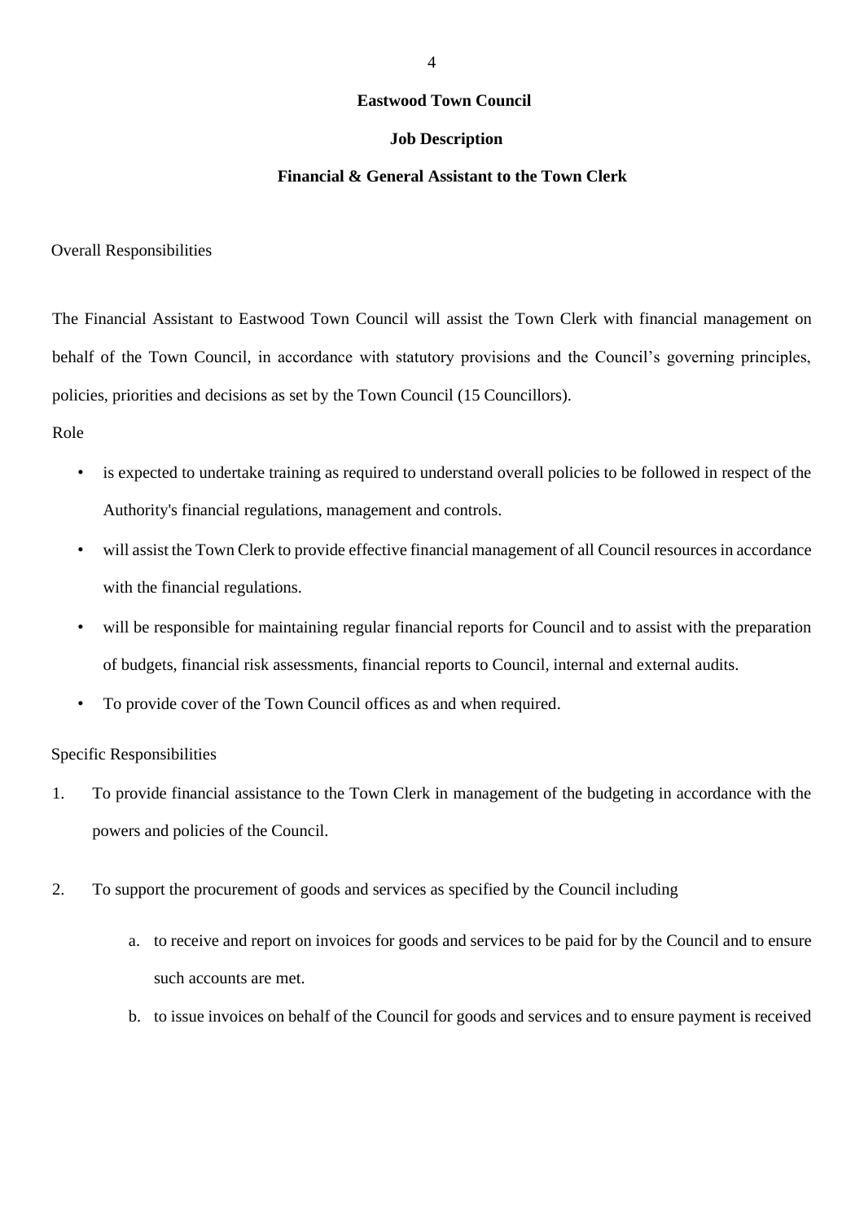# Eastwood Town Council

## Job Description

## Financial & General Assistant to the Town Clerk

Overall Responsibilities

The Financial Assistant to Eastwood Town Council will assist the Town Clerk with financial management on behalf of the Town Council, in accordance with statutory provisions and the Council's governing principles, policies, priorities and decisions as set by the Town Council (15 Councillors).

Role

- is expected to undertake training as required to understand overall policies to be followed in respect of the Authority's financial regulations, management and controls.
- will assist the Town Clerk to provide effective financial management of all Council resources in accordance with the financial regulations.
- will be responsible for maintaining regular financial reports for Council and to assist with the preparation of budgets, financial risk assessments, financial reports to Council, internal and external audits.
- To provide cover of the Town Council offices as and when required.

Specific Responsibilities

1. To provide financial assistance to the Town Clerk in management of the budgeting in accordance with the powers and policies of the Council.

2. To support the procurement of goods and services as specified by the Council including

    a. to receive and report on invoices for goods and services to be paid for by the Council and to ensure such accounts are met.

    b. to issue invoices on behalf of the Council for goods and services and to ensure payment is received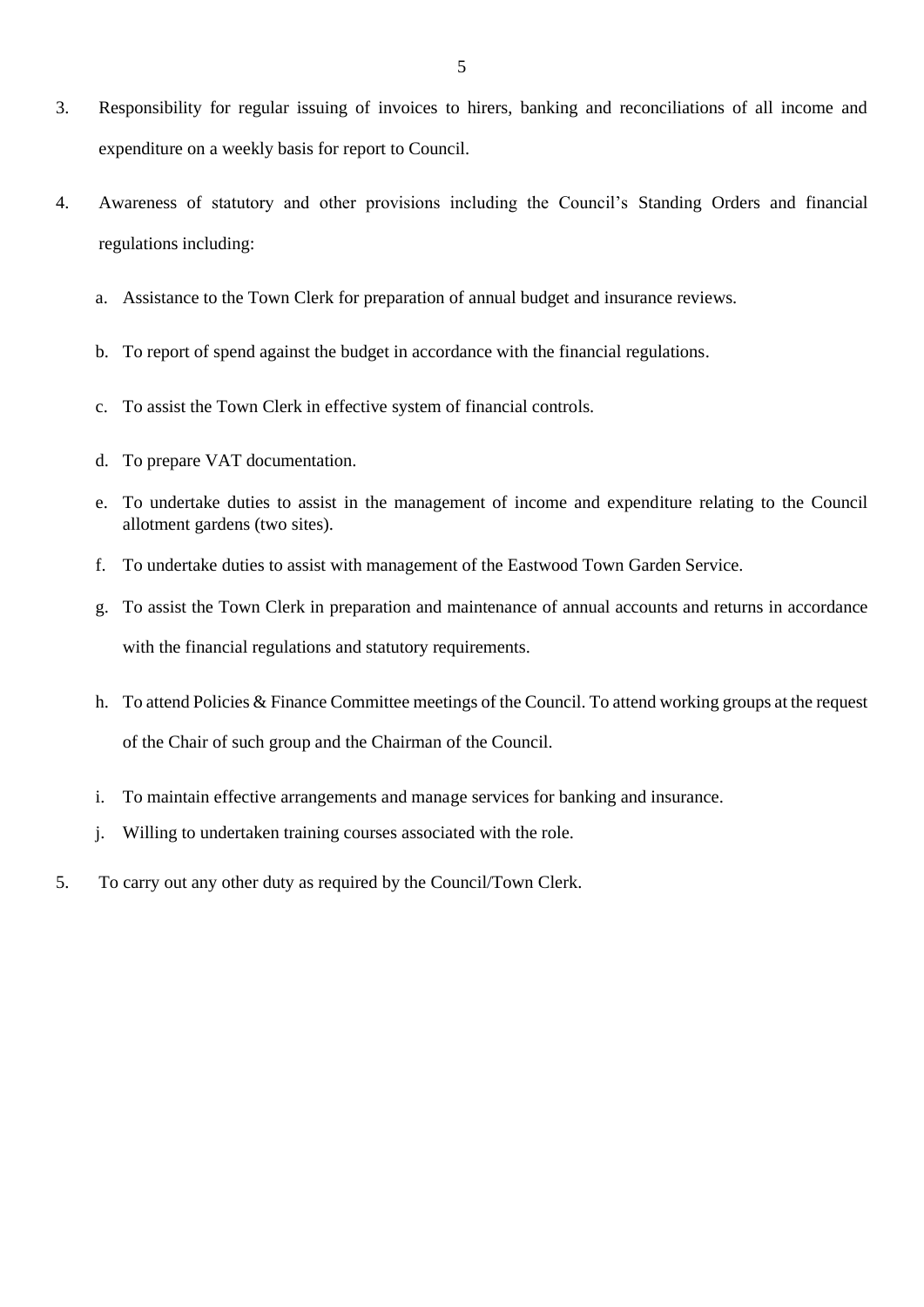3. Responsibility for regular issuing of invoices to hirers, banking and reconciliations of all income and expenditure on a weekly basis for report to Council.

4. Awareness of statutory and other provisions including the Council's Standing Orders and financial regulations including:

   a. Assistance to the Town Clerk for preparation of annual budget and insurance reviews.

   b. To report of spend against the budget in accordance with the financial regulations.

   c. To assist the Town Clerk in effective system of financial controls.

   d. To prepare VAT documentation.

   e. To undertake duties to assist in the management of income and expenditure relating to the Council allotment gardens (two sites).

   f. To undertake duties to assist with management of the Eastwood Town Garden Service.

   g. To assist the Town Clerk in preparation and maintenance of annual accounts and returns in accordance with the financial regulations and statutory requirements.

   h. To attend Policies & Finance Committee meetings of the Council. To attend working groups at the request of the Chair of such group and the Chairman of the Council.

   i. To maintain effective arrangements and manage services for banking and insurance.

   j. Willing to undertaken training courses associated with the role.

5. To carry out any other duty as required by the Council/Town Clerk.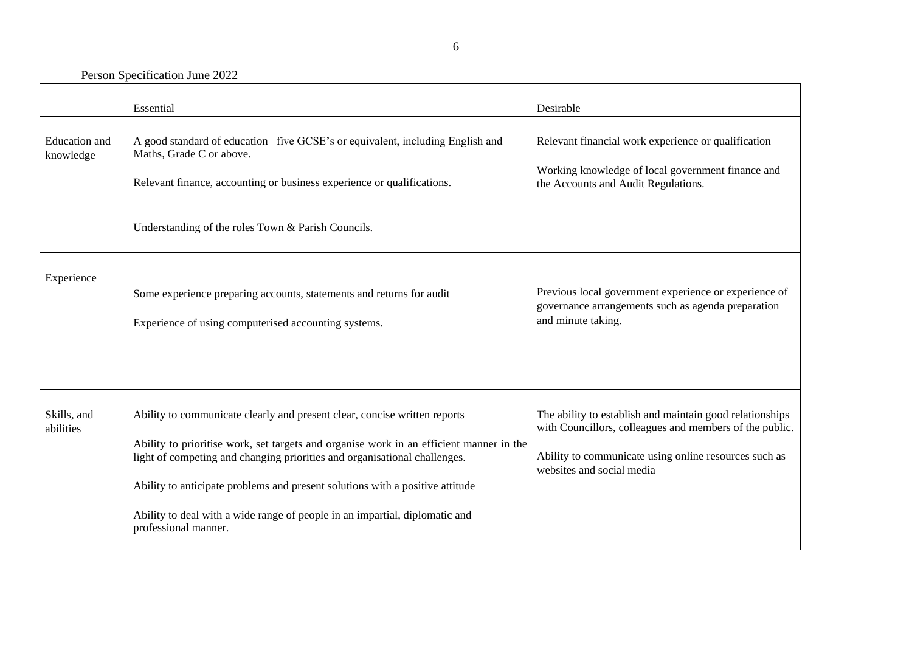Person Specification June 2022

| | Essential | Desirable |
|---|---|---|
| Education and knowledge | A good standard of education –five GCSE's or equivalent, including English and Maths, Grade C or above.<br><br>Relevant finance, accounting or business experience or qualifications.<br><br>Understanding of the roles Town & Parish Councils. | Relevant financial work experience or qualification<br><br>Working knowledge of local government finance and the Accounts and Audit Regulations. |
| Experience | Some experience preparing accounts, statements and returns for audit<br><br>Experience of using computerised accounting systems. | Previous local government experience or experience of governance arrangements such as agenda preparation and minute taking. |
| Skills, and abilities | Ability to communicate clearly and present clear, concise written reports<br><br>Ability to prioritise work, set targets and organise work in an efficient manner in the light of competing and changing priorities and organisational challenges.<br><br>Ability to anticipate problems and present solutions with a positive attitude<br><br>Ability to deal with a wide range of people in an impartial, diplomatic and professional manner. | The ability to establish and maintain good relationships with Councillors, colleagues and members of the public.<br><br>Ability to communicate using online resources such as websites and social media |